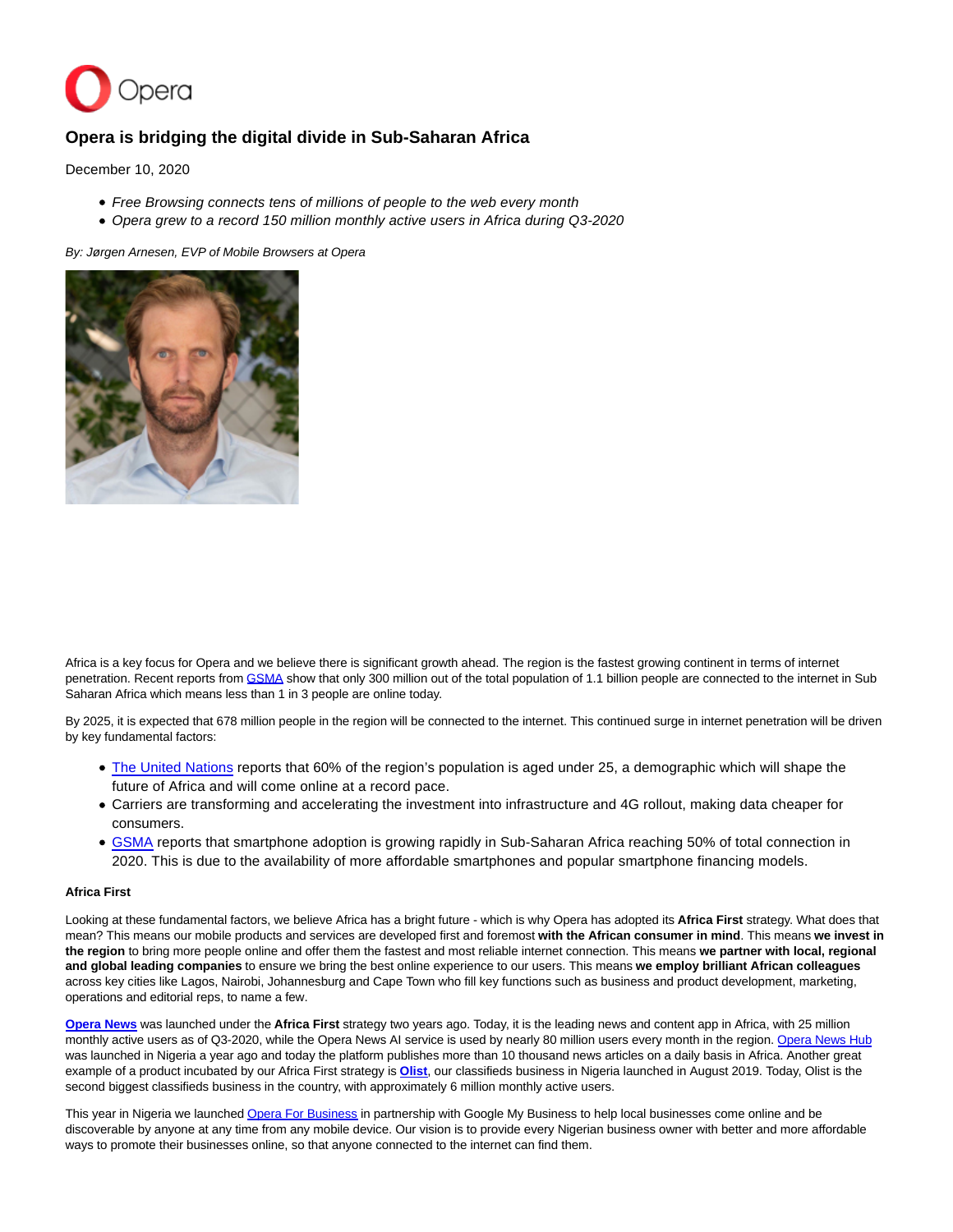# Opera is bridging the digital divide in Sub-Saharan Africa

December 10, 2020

- *Free Browsing connects tens of millions of people to the web every month*
- *Opera grew to a record 150 million monthly active users in Africa during Q3-2020*

*By: Jørgen Arnesen, EVP of Mobile Browsers at Opera*

Africa is a key focus for Opera and we believe there is significant growth ahead. The region is the fastest growing continent in terms of internet penetration. Recent reports from GSMA show that only 300 million out of the total population of 1.1 billion people are connected to the internet in Sub Saharan Africa which means less than 1 in 3 people are online today.

By 2025, it is expected that 678 million people in the region will be connected to the internet. This continued surge in internet penetration will be driven by key fundamental factors:

- The United Nations reports that 60% of the region's population is aged under 25, a demographic which will shape the future of Africa and will come online at a record pace.
- Carriers are transforming and accelerating the investment into infrastructure and 4G rollout, making data cheaper for consumers.
- GSMA reports that smartphone adoption is growing rapidly in Sub-Saharan Africa reaching 50% of total connection in 2020. This is due to the availability of more affordable smartphones and popular smartphone financing models.

**Africa First**

Looking at these fundamental factors, we believe Africa has a bright future - which is why Opera has adopted its **Africa First** strategy. What does that mean? This means our mobile products and services are developed first and foremost **with the African consumer in mind**. This means **we invest in the region** to bring more people online and offer them the fastest and most reliable internet connection. This means **we partner with local, regional and global leading companies** to ensure we bring the best online experience to our users. This means **we employ brilliant African colleagues** across key cities like Lagos, Nairobi, Johannesburg and Cape Town who fill key functions such as business and product development, marketing, operations and editorial reps, to name a few.

**Opera News** was launched under the **Africa First** strategy two years ago. Today, it is the leading news and content app in Africa, with 25 million monthly active users as of Q3-2020, while the Opera News AI service is used by nearly 80 million users every month in the region. Opera News Hub was launched in Nigeria a year ago and today the platform publishes more than 10 thousand news articles on a daily basis in Africa. Another great example of a product incubated by our Africa First strategy is **Olist**, our classifieds business in Nigeria launched in August 2019. Today, Olist is the second biggest classifieds business in the country, with approximately 6 million monthly active users.

This year in Nigeria we launched Opera For Business in partnership with Google My Business to help local businesses come online and be discoverable by anyone at any time from any mobile device. Our vision is to provide every Nigerian business owner with better and more affordable ways to promote their businesses online, so that anyone connected to the internet can find them.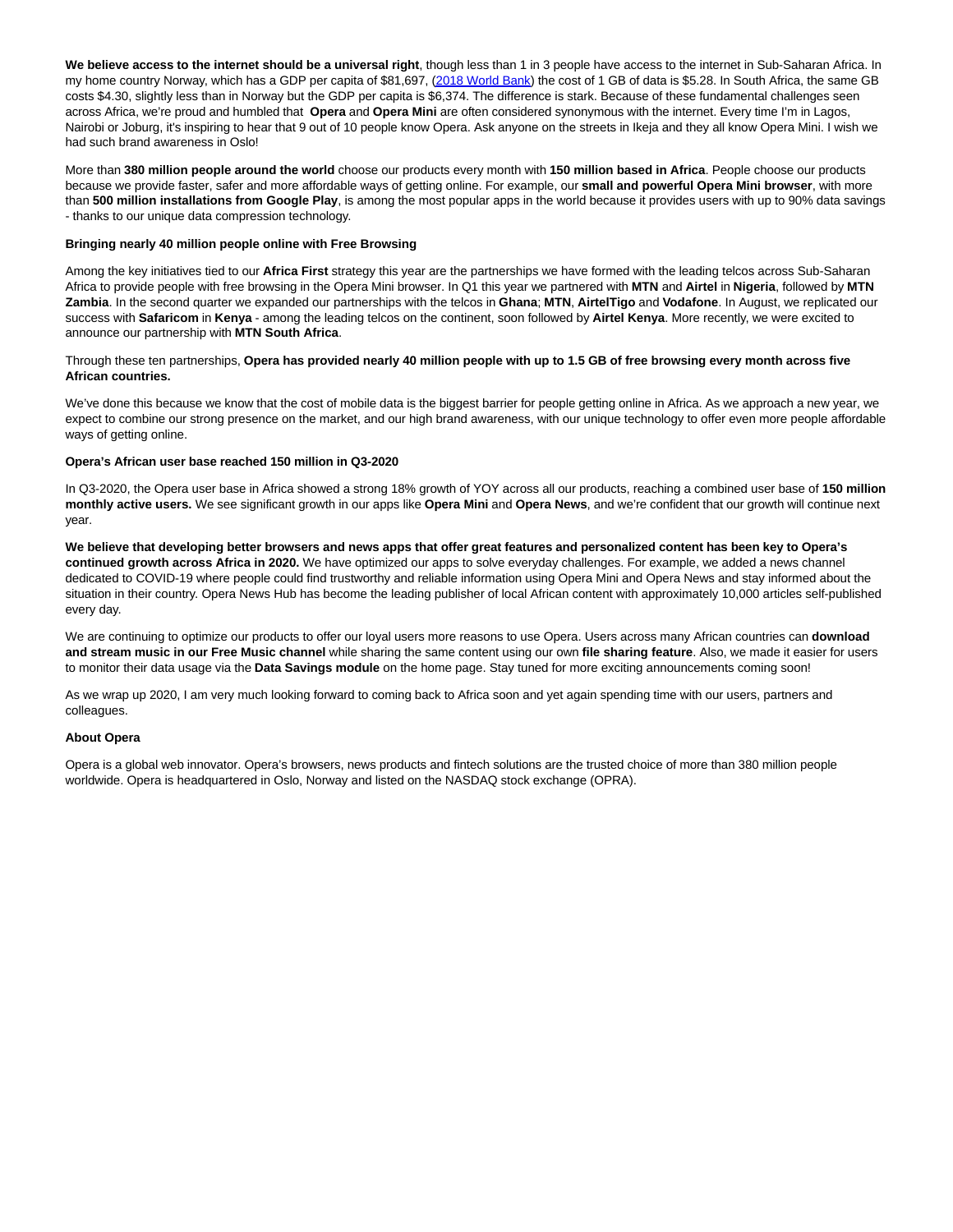**We believe access to the internet should be a universal right**, though less than 1 in 3 people have access to the internet in Sub-Saharan Africa. In my home country Norway, which has a GDP per capita of $81,697, (2018 World Bank) the cost of 1 GB of data is $5.28. In South Africa, the same GB costs $4.30, slightly less than in Norway but the GDP per capita is $6,374. The difference is stark. Because of these fundamental challenges seen across Africa, we're proud and humbled that **Opera** and **Opera Mini** are often considered synonymous with the internet. Every time I'm in Lagos, Nairobi or Joburg, it's inspiring to hear that 9 out of 10 people know Opera. Ask anyone on the streets in Ikeja and they all know Opera Mini. I wish we had such brand awareness in Oslo!

More than **380 million people around the world** choose our products every month with **150 million based in Africa**. People choose our products because we provide faster, safer and more affordable ways of getting online. For example, our **small and powerful Opera Mini browser**, with more than **500 million installations from Google Play**, is among the most popular apps in the world because it provides users with up to 90% data savings - thanks to our unique data compression technology.

**Bringing nearly 40 million people online with Free Browsing**

Among the key initiatives tied to our **Africa First** strategy this year are the partnerships we have formed with the leading telcos across Sub-Saharan Africa to provide people with free browsing in the Opera Mini browser. In Q1 this year we partnered with **MTN** and **Airtel** in **Nigeria**, followed by **MTN Zambia**. In the second quarter we expanded our partnerships with the telcos in **Ghana**; **MTN**, **AirtelTigo** and **Vodafone**. In August, we replicated our success with **Safaricom** in **Kenya** - among the leading telcos on the continent, soon followed by **Airtel Kenya**. More recently, we were excited to announce our partnership with **MTN South Africa**.

Through these ten partnerships, **Opera has provided nearly 40 million people with up to 1.5 GB of free browsing every month across five African countries.**

We've done this because we know that the cost of mobile data is the biggest barrier for people getting online in Africa. As we approach a new year, we expect to combine our strong presence on the market, and our high brand awareness, with our unique technology to offer even more people affordable ways of getting online.

**Opera's African user base reached 150 million in Q3-2020**

In Q3-2020, the Opera user base in Africa showed a strong 18% growth of YOY across all our products, reaching a combined user base of **150 million monthly active users.** We see significant growth in our apps like **Opera Mini** and **Opera News**, and we're confident that our growth will continue next year.

**We believe that developing better browsers and news apps that offer great features and personalized content has been key to Opera's continued growth across Africa in 2020.** We have optimized our apps to solve everyday challenges. For example, we added a news channel dedicated to COVID-19 where people could find trustworthy and reliable information using Opera Mini and Opera News and stay informed about the situation in their country. Opera News Hub has become the leading publisher of local African content with approximately 10,000 articles self-published every day.

We are continuing to optimize our products to offer our loyal users more reasons to use Opera. Users across many African countries can **download and stream music in our Free Music channel** while sharing the same content using our own **file sharing feature**. Also, we made it easier for users to monitor their data usage via the **Data Savings module** on the home page. Stay tuned for more exciting announcements coming soon!

As we wrap up 2020, I am very much looking forward to coming back to Africa soon and yet again spending time with our users, partners and colleagues.

**About Opera**

Opera is a global web innovator. Opera's browsers, news products and fintech solutions are the trusted choice of more than 380 million people worldwide. Opera is headquartered in Oslo, Norway and listed on the NASDAQ stock exchange (OPRA).